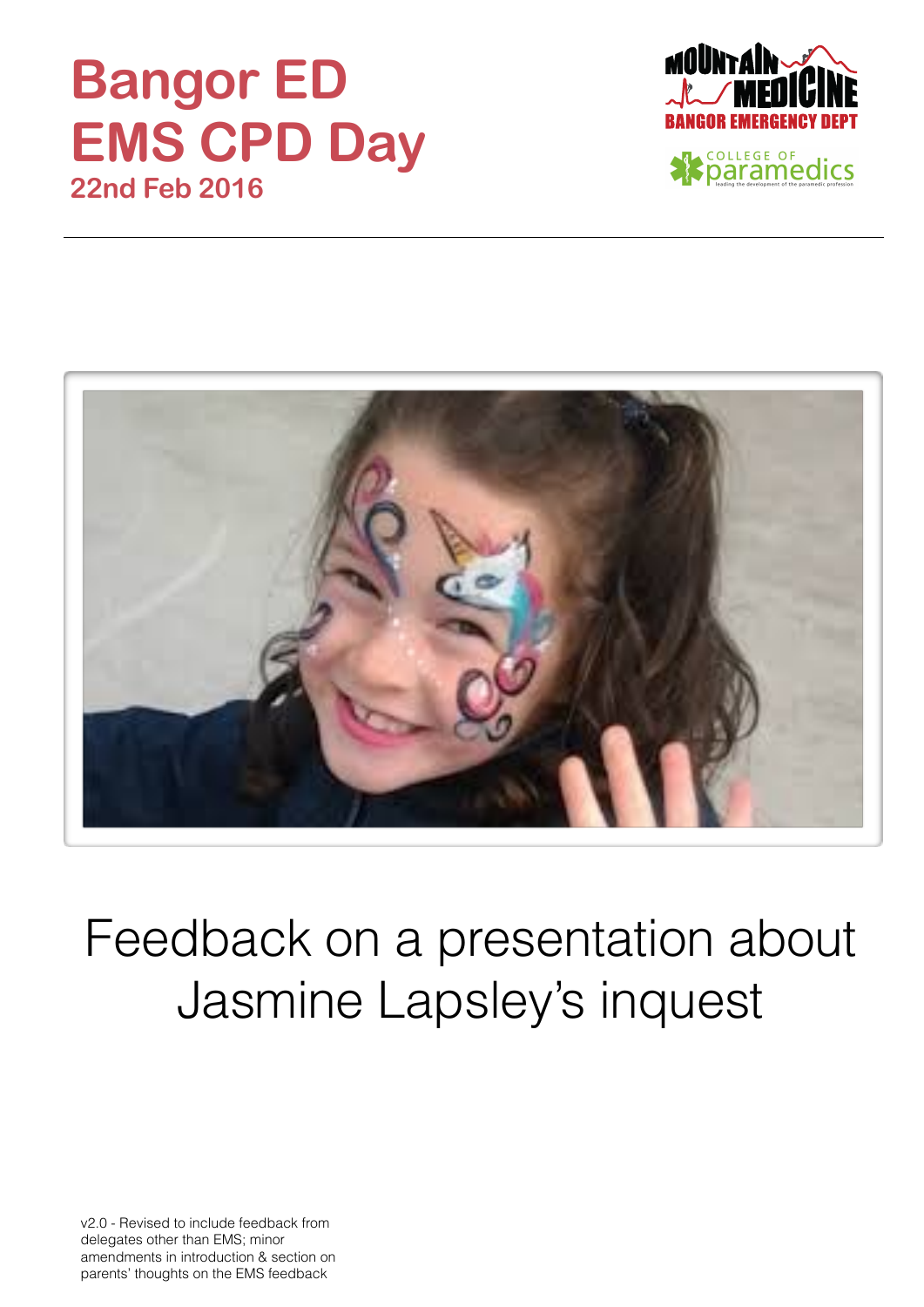# Bangor ED EMS CPD Day

**22nd Feb 2016**

MOUNTAIN MEDICINE
BANGOR EMERGENCY DEPT

COLLEGE OF paramedics
leading the development of the paramedic profession

# Feedback on a presentation about Jasmine Lapsley's inquest

v2.0 - Revised to include feedback from delegates other than EMS; minor amendments in introduction & section on parents' thoughts on the EMS feedback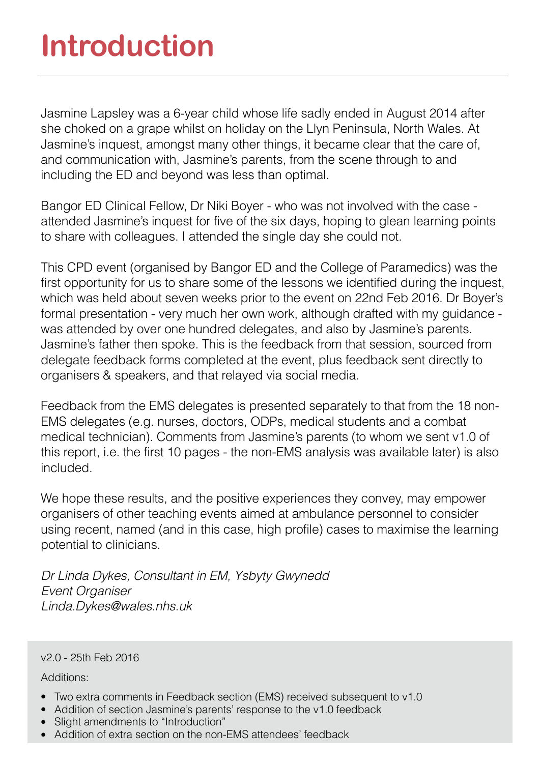# Introduction

Jasmine Lapsley was a 6-year child whose life sadly ended in August 2014 after she choked on a grape whilst on holiday on the Llyn Peninsula, North Wales. At Jasmine's inquest, amongst many other things, it became clear that the care of, and communication with, Jasmine's parents, from the scene through to and including the ED and beyond was less than optimal.

Bangor ED Clinical Fellow, Dr Niki Boyer - who was not involved with the case - attended Jasmine's inquest for five of the six days, hoping to glean learning points to share with colleagues. I attended the single day she could not.

This CPD event (organised by Bangor ED and the College of Paramedics) was the first opportunity for us to share some of the lessons we identified during the inquest, which was held about seven weeks prior to the event on 22nd Feb 2016. Dr Boyer's formal presentation - very much her own work, although drafted with my guidance - was attended by over one hundred delegates, and also by Jasmine's parents. Jasmine's father then spoke. This is the feedback from that session, sourced from delegate feedback forms completed at the event, plus feedback sent directly to organisers & speakers, and that relayed via social media.

Feedback from the EMS delegates is presented separately to that from the 18 non-EMS delegates (e.g. nurses, doctors, ODPs, medical students and a combat medical technician). Comments from Jasmine's parents (to whom we sent v1.0 of this report, i.e. the first 10 pages - the non-EMS analysis was available later) is also included.

We hope these results, and the positive experiences they convey, may empower organisers of other teaching events aimed at ambulance personnel to consider using recent, named (and in this case, high profile) cases to maximise the learning potential to clinicians.

*Dr Linda Dykes, Consultant in EM, Ysbyty Gwynedd*
*Event Organiser*
*Linda.Dykes@wales.nhs.uk*

v2.0 - 25th Feb 2016

Additions:

- Two extra comments in Feedback section (EMS) received subsequent to v1.0
- Addition of section Jasmine's parents' response to the v1.0 feedback
- Slight amendments to "Introduction"
- Addition of extra section on the non-EMS attendees' feedback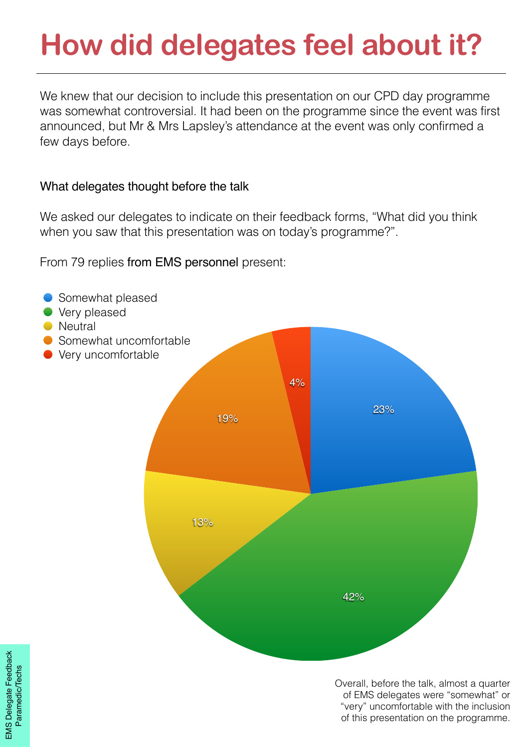# How did delegates feel about it?

We knew that our decision to include this presentation on our CPD day programme was somewhat controversial. It had been on the programme since the event was first announced, but Mr & Mrs Lapsley's attendance at the event was only confirmed a few days before.

What delegates thought before the talk

We asked our delegates to indicate on their feedback forms, "What did you think when you saw that this presentation was on today's programme?".

From 79 replies from EMS personnel present:

| Response | Percentage |
|---|---|
| Somewhat pleased | 23% |
| Very pleased | 42% |
| Neutral | 13% |
| Somewhat uncomfortable | 19% |
| Very uncomfortable | 4% |

Overall, before the talk, almost a quarter of EMS delegates were "somewhat" or "very" uncomfortable with the inclusion of this presentation on the programme.

EMS Delegate Feedback
Paramedic/Techs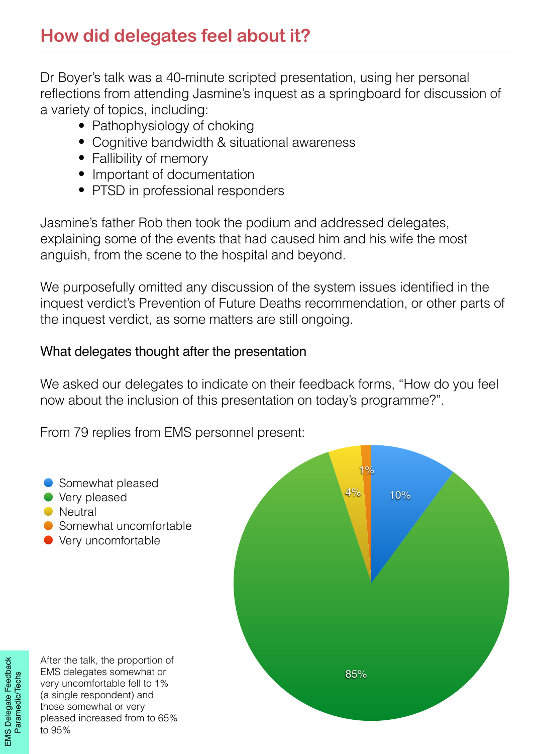## How did delegates feel about it?

Dr Boyer's talk was a 40-minute scripted presentation, using her personal reflections from attending Jasmine's inquest as a springboard for discussion of a variety of topics, including:

- Pathophysiology of choking
- Cognitive bandwidth & situational awareness
- Fallibility of memory
- Important of documentation
- PTSD in professional responders

Jasmine's father Rob then took the podium and addressed delegates, explaining some of the events that had caused him and his wife the most anguish, from the scene to the hospital and beyond.

We purposefully omitted any discussion of the system issues identified in the inquest verdict's Prevention of Future Deaths recommendation, or other parts of the inquest verdict, as some matters are still ongoing.

### What delegates thought after the presentation

We asked our delegates to indicate on their feedback forms, "How do you feel now about the inclusion of this presentation on today's programme?".

From 79 replies from EMS personnel present:

| Response | Percentage |
|---|---|
| Somewhat pleased | 10% |
| Very pleased | 85% |
| Neutral | 4% |
| Somewhat uncomfortable | 1% |
| Very uncomfortable | |

After the talk, the proportion of EMS delegates somewhat or very uncomfortable fell to 1% (a single respondent) and those somewhat or very pleased increased from to 65% to 95%

EMS Delegate Feedback Paramedic/Techs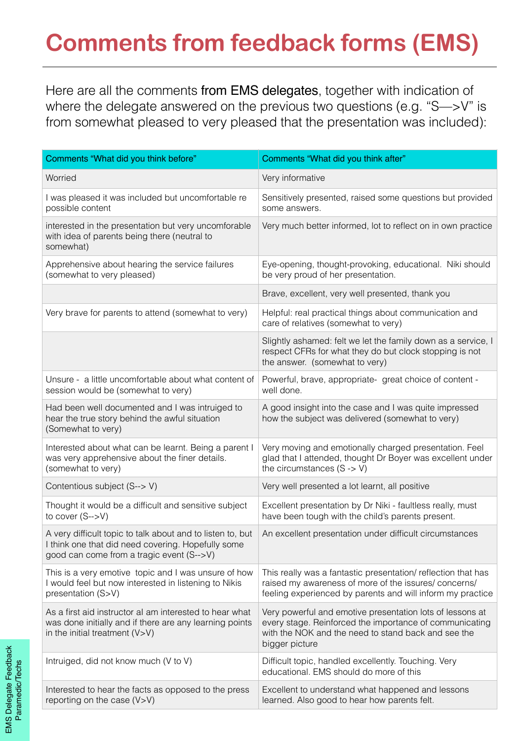# Comments from feedback forms (EMS)

Here are all the comments **from EMS delegates**, together with indication of where the delegate answered on the previous two questions (e.g. "S—>V" is from somewhat pleased to very pleased that the presentation was included):

| Comments "What did you think before" | Comments "What did you think after" |
|---|---|
| Worried | Very informative |
| I was pleased it was included but uncomfortable re possible content | Sensitively presented, raised some questions but provided some answers. |
| interested in the presentation but very uncomforable with idea of parents being there (neutral to somewhat) | Very much better informed, lot to reflect on in own practice |
| Apprehensive about hearing the service failures (somewhat to very pleased) | Eye-opening, thought-provoking, educational. Niki should be very proud of her presentation. |
| | Brave, excellent, very well presented, thank you |
| Very brave for parents to attend (somewhat to very) | Helpful: real practical things about communication and care of relatives (somewhat to very) |
| | Slightly ashamed: felt we let the family down as a service, I respect CFRs for what they do but clock stopping is not the answer. (somewhat to very) |
| Unsure - a little uncomfortable about what content of session would be (somewhat to very) | Powerful, brave, appropriate- great choice of content - well done. |
| Had been well documented and I was intriguged to hear the true story behind the awful situation (Somewhat to very) | A good insight into the case and I was quite impressed how the subject was delivered (somewhat to very) |
| Interested about what can be learnt. Being a parent I was very apprehensive about the finer details. (somewhat to very) | Very moving and emotionally charged presentation. Feel glad that I attended, thought Dr Boyer was excellent under the circumstances (S -> V) |
| Contentious subject (S--> V) | Very well presented a lot learnt, all positive |
| Thought it would be a difficult and sensitive subject to cover (S-->V) | Excellent presentation by Dr Niki - faultless really, must have been tough with the child's parents present. |
| A very difficult topic to talk about and to listen to, but I think one that did need covering. Hopefully some good can come from a tragic event (S-->V) | An excellent presentation under difficult circumstances |
| This is a very emotive topic and I was unsure of how I would feel but now interested in listening to Nikis presentation (S>V) | This really was a fantastic presentation/ reflection that has raised my awareness of more of the issues/ concerns/ feeling experienced by parents and will inform my practice |
| As a first aid instructor al am interested to hear what was done initially and if there are any learning points in the initial treatment (V>V) | Very powerful and emotive presentation lots of lessons at every stage. Reinforced the importance of communicating with the NOK and the need to stand back and see the bigger picture |
| Intruiged, did not know much (V to V) | Difficult topic, handled excellently. Touching. Very educational. EMS should do more of this |
| Interested to hear the facts as opposed to the press reporting on the case (V>V) | Excellent to understand what happened and lessons learned. Also good to hear how parents felt. |

EMS Delegate Feedback Paramedic/Techs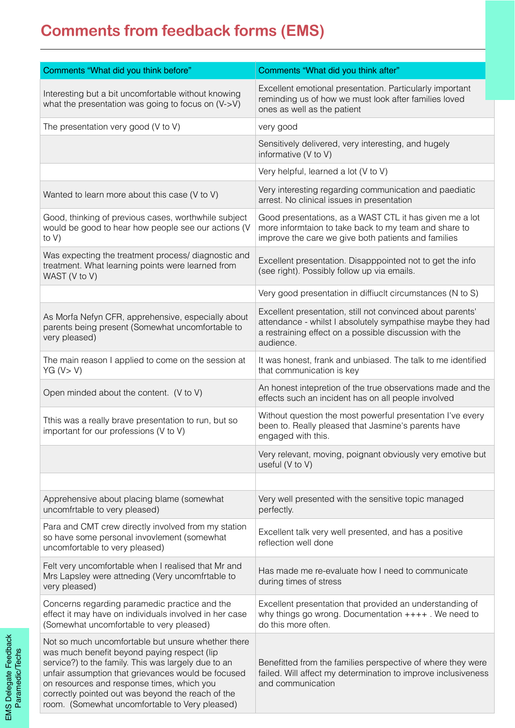# Comments from feedback forms (EMS)

| Comments "What did you think before" | Comments "What did you think after" |
| --- | --- |
| Interesting but a bit uncomfortable without knowing what the presentation was going to focus on (V->V) | Excellent emotional presentation. Particularly important reminding us of how we must look after families loved ones as well as the patient |
| The presentation very good (V to V) | very good |
| | Sensitively delivered, very interesting, and hugely informative (V to V) |
| | Very helpful, learned a lot (V to V) |
| Wanted to learn more about this case (V to V) | Very interesting regarding communication and paediatic arrest. No clinical issues in presentation |
| Good, thinking of previous cases, worthwhile subject would be good to hear how people see our actions (V to V) | Good presentations, as a WAST CTL it has given me a lot more informtaion to take back to my team and share to improve the care we give both patients and families |
| Was expecting the treatment process/ diagnostic and treatment. What learning points were learned from WAST (V to V) | Excellent presentation. Disapppointed not to get the info (see right). Possibly follow up via emails. |
| | Very good presentation in diffiuclt circumstances (N to S) |
| As Morfa Nefyn CFR, apprehensive, especially about parents being present (Somewhat uncomfortable to very pleased) | Excellent presentation, still not convinced about parents' attendance - whilst I absolutely sympathise maybe they had a restraining effect on a possible discussion with the audience. |
| The main reason I applied to come on the session at YG (V> V) | It was honest, frank and unbiased. The talk to me identified that communication is key |
| Open minded about the content. (V to V) | An honest intepretion of the true observations made and the effects such an incident has on all people involved |
| Tthis was a really brave presentation to run, but so important for our professions (V to V) | Without question the most powerful presentation I've every been to. Really pleased that Jasmine's parents have engaged with this. |
| | Very relevant, moving, poignant obviously very emotive but useful (V to V) |
| | |
| Apprehensive about placing blame (somewhat uncomfrtable to very pleased) | Very well presented with the sensitive topic managed perfectly. |
| Para and CMT crew directly involved from my station so have some personal invovlement (somewhat uncomfortable to very pleased) | Excellent talk very well presented, and has a positive reflection well done |
| Felt very uncomfortable when I realised that Mr and Mrs Lapsley were attneding (Very uncomfrtable to very pleased) | Has made me re-evaluate how I need to communicate during times of stress |
| Concerns regarding paramedic practice and the effect it may have on individuals involved in her case (Somewhat uncomfortable to very pleased) | Excellent presentation that provided an understanding of why things go wrong. Documentation ++++ . We need to do this more often. |
| Not so much uncomfortable but unsure whether there was much benefit beyond paying respect (lip service?) to the family. This was largely due to an unfair assumption that grievances would be focused on resources and response times, which you correctly pointed out was beyond the reach of the room. (Somewhat uncomfortable to Very pleased) | Benefitted from the families perspective of where they were failed. Will affect my determination to improve inclusiveness and communication |

EMS Delegate Feedback Paramedic/Techs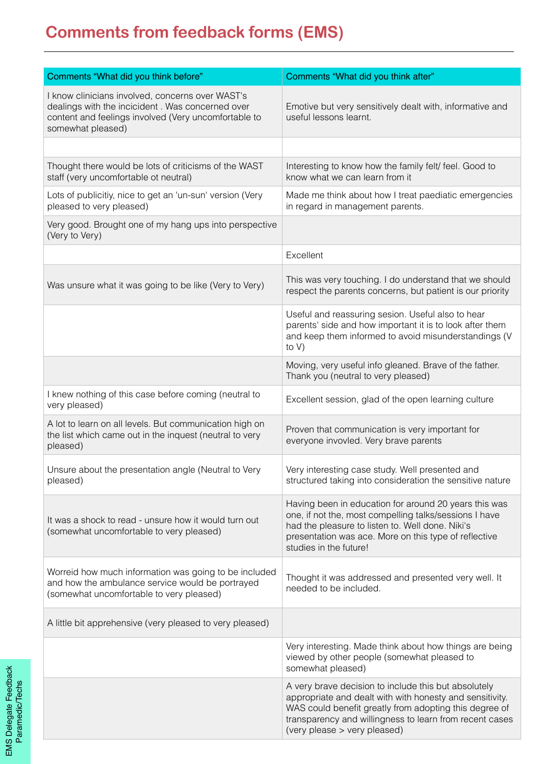# Comments from feedback forms (EMS)

| Comments "What did you think before" | Comments "What did you think after" |
| --- | --- |
| I know clinicians involved, concerns over WAST's dealings with the incicident . Was concerned over content and feelings involved (Very uncomfortable to somewhat pleased) | Emotive but very sensitively dealt with, informative and useful lessons learnt. |
| | |
| Thought there would be lots of criticisms of the WAST staff (very uncomfortable ot neutral) | Interesting to know how the family felt/ feel. Good to know what we can learn from it |
| Lots of publicitiy, nice to get an 'un-sun' version (Very pleased to very pleased) | Made me think about how I treat paediatic emergencies in regard in management parents. |
| Very good. Brought one of my hang ups into perspective (Very to Very) | |
| | Excellent |
| Was unsure what it was going to be like (Very to Very) | This was very touching. I do understand that we should respect the parents concerns, but patient is our priority |
| | Useful and reassuring sesion. Useful also to hear parents' side and how important it is to look after them and keep them informed to avoid misunderstandings (V to V) |
| | Moving, very useful info gleaned. Brave of the father. Thank you (neutral to very pleased) |
| I knew nothing of this case before coming (neutral to very pleased) | Excellent session, glad of the open learning culture |
| A lot to learn on all levels. But communication high on the list which came out in the inquest (neutral to very pleased) | Proven that communication is very important for everyone invovled. Very brave parents |
| Unsure about the presentation angle (Neutral to Very pleased) | Very interesting case study. Well presented and structured taking into consideration the sensitive nature |
| It was a shock to read - unsure how it would turn out (somewhat uncomfortable to very pleased) | Having been in education for around 20 years this was one, if not the, most compelling talks/sessions I have had the pleasure to listen to. Well done. Niki's presentation was ace. More on this type of reflective studies in the future! |
| Worreid how much information was going to be included and how the ambulance service would be portrayed (somewhat uncomfortable to very pleased) | Thought it was addressed and presented very well. It needed to be included. |
| A little bit apprehensive (very pleased to very pleased) | |
| | Very interesting. Made think about how things are being viewed by other people (somewhat pleased to somewhat pleased) |
| | A very brave decision to include this but absolutely appropriate and dealt with with honesty and sensitivity. WAS could benefit greatly from adopting this degree of transparency and willingness to learn from recent cases (very please > very pleased) |

EMS Delegate Feedback Paramedic/Techs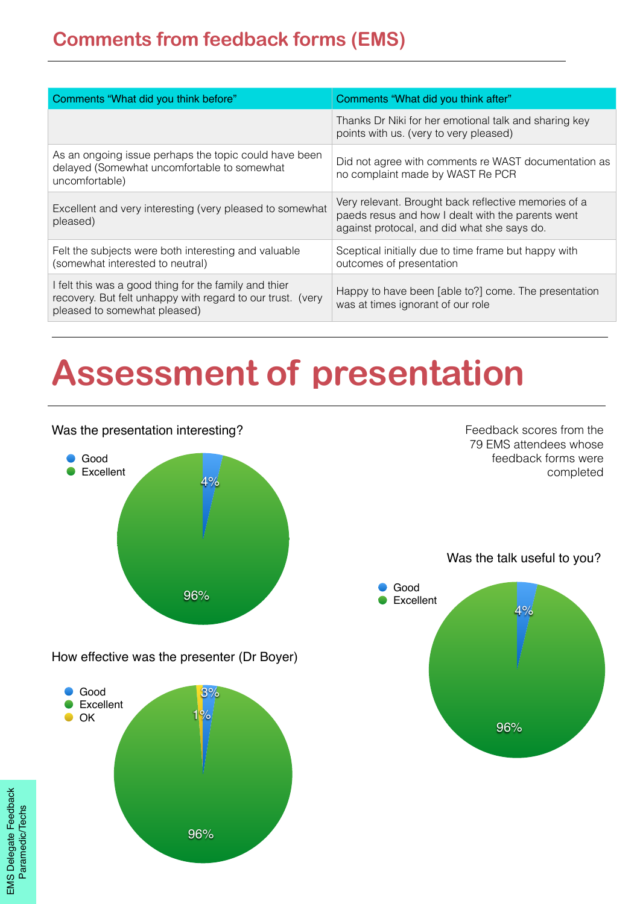## Comments from feedback forms (EMS)

| Comments "What did you think before" | Comments "What did you think after" |
|---|---|
| | Thanks Dr Niki for her emotional talk and sharing key points with us. (very to very pleased) |
| As an ongoing issue perhaps the topic could have been delayed (Somewhat uncomfortable to somewhat uncomfortable) | Did not agree with comments re WAST documentation as no complaint made by WAST Re PCR |
| Excellent and very interesting (very pleased to somewhat pleased) | Very relevant. Brought back reflective memories of a paeds resus and how I dealt with the parents went against protocal, and did what she says do. |
| Felt the subjects were both interesting and valuable (somewhat interested to neutral) | Sceptical initially due to time frame but happy with outcomes of presentation |
| I felt this was a good thing for the family and thier recovery. But felt unhappy with regard to our trust. (very pleased to somewhat pleased) | Happy to have been [able to?] come. The presentation was at times ignorant of our role |

# Assessment of presentation

Feedback scores from the 79 EMS attendees whose feedback forms were completed

**Was the presentation interesting?**

- Good: 4%
- Excellent: 96%

**Was the talk useful to you?**

- Good: 4%
- Excellent: 96%

**How effective was the presenter (Dr Boyer)**

- Good: 3%
- Excellent: 96%
- OK: 1%

EMS Delegate Feedback Paramedic/Techs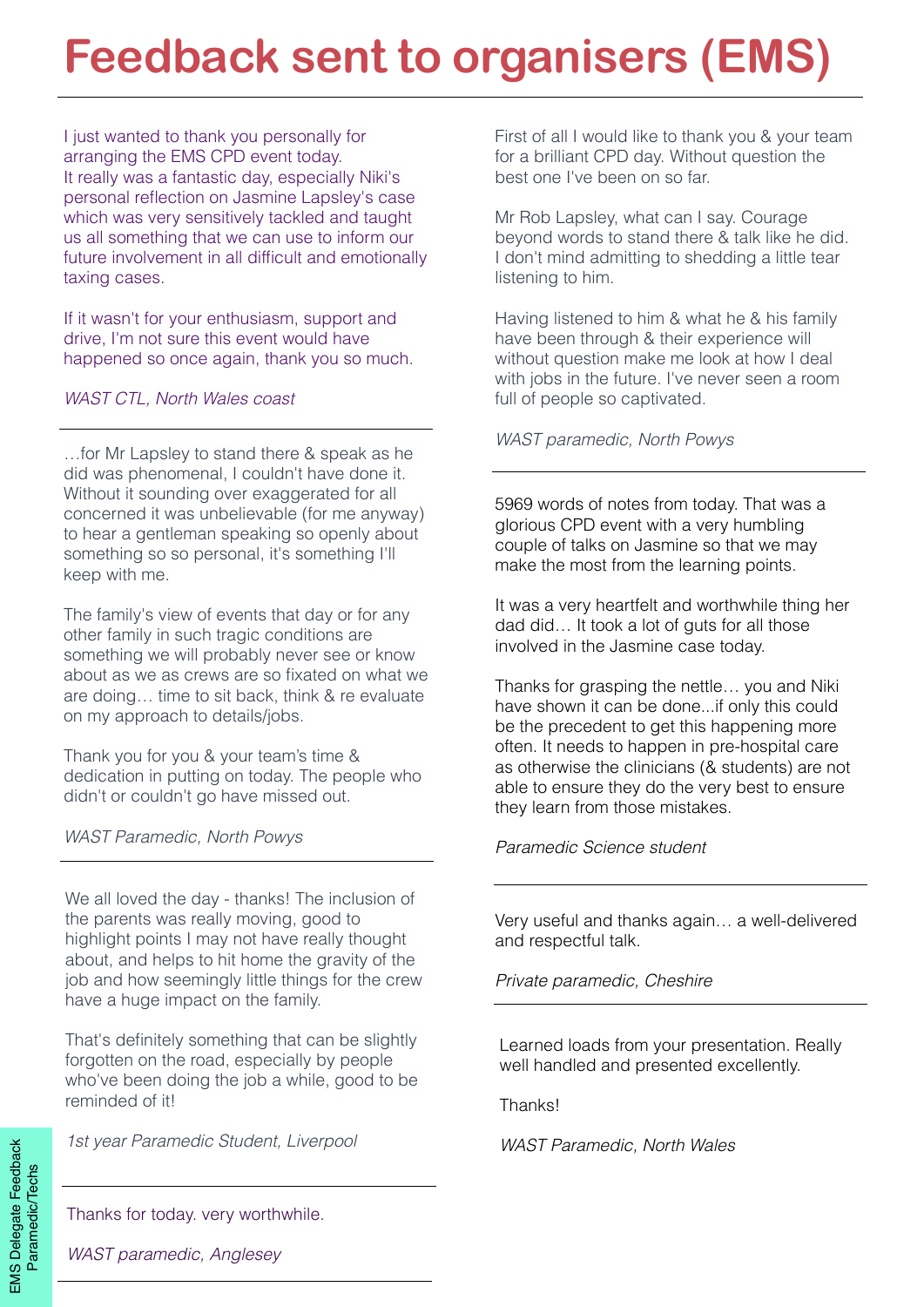# Feedback sent to organisers (EMS)

I just wanted to thank you personally for arranging the EMS CPD event today. It really was a fantastic day, especially Niki's personal reflection on Jasmine Lapsley's case which was very sensitively tackled and taught us all something that we can use to inform our future involvement in all difficult and emotionally taxing cases.

If it wasn't for your enthusiasm, support and drive, I'm not sure this event would have happened so once again, thank you so much.

*WAST CTL, North Wales coast*

---

…for Mr Lapsley to stand there & speak as he did was phenomenal, I couldn't have done it. Without it sounding over exaggerated for all concerned it was unbelievable (for me anyway) to hear a gentleman speaking so openly about something so so personal, it's something I'll keep with me.

The family's view of events that day or for any other family in such tragic conditions are something we will probably never see or know about as we as crews are so fixated on what we are doing… time to sit back, think & re evaluate on my approach to details/jobs.

Thank you for you & your team's time & dedication in putting on today. The people who didn't or couldn't go have missed out.

*WAST Paramedic, North Powys*

---

We all loved the day - thanks! The inclusion of the parents was really moving, good to highlight points I may not have really thought about, and helps to hit home the gravity of the job and how seemingly little things for the crew have a huge impact on the family.

That's definitely something that can be slightly forgotten on the road, especially by people who've been doing the job a while, good to be reminded of it!

*1st year Paramedic Student, Liverpool*

---

Thanks for today. very worthwhile.

*WAST paramedic, Anglesey*

---

First of all I would like to thank you & your team for a brilliant CPD day. Without question the best one I've been on so far.

Mr Rob Lapsley, what can I say. Courage beyond words to stand there & talk like he did. I don't mind admitting to shedding a little tear listening to him.

Having listened to him & what he & his family have been through & their experience will without question make me look at how I deal with jobs in the future. I've never seen a room full of people so captivated.

*WAST paramedic, North Powys*

---

5969 words of notes from today. That was a glorious CPD event with a very humbling couple of talks on Jasmine so that we may make the most from the learning points.

It was a very heartfelt and worthwhile thing her dad did… It took a lot of guts for all those involved in the Jasmine case today.

Thanks for grasping the nettle… you and Niki have shown it can be done...if only this could be the precedent to get this happening more often. It needs to happen in pre-hospital care as otherwise the clinicians (& students) are not able to ensure they do the very best to ensure they learn from those mistakes.

*Paramedic Science student*

---

Very useful and thanks again… a well-delivered and respectful talk.

*Private paramedic, Cheshire*

---

Learned loads from your presentation. Really well handled and presented excellently.

Thanks!

*WAST Paramedic, North Wales*

EMS Delegate Feedback Paramedic/Techs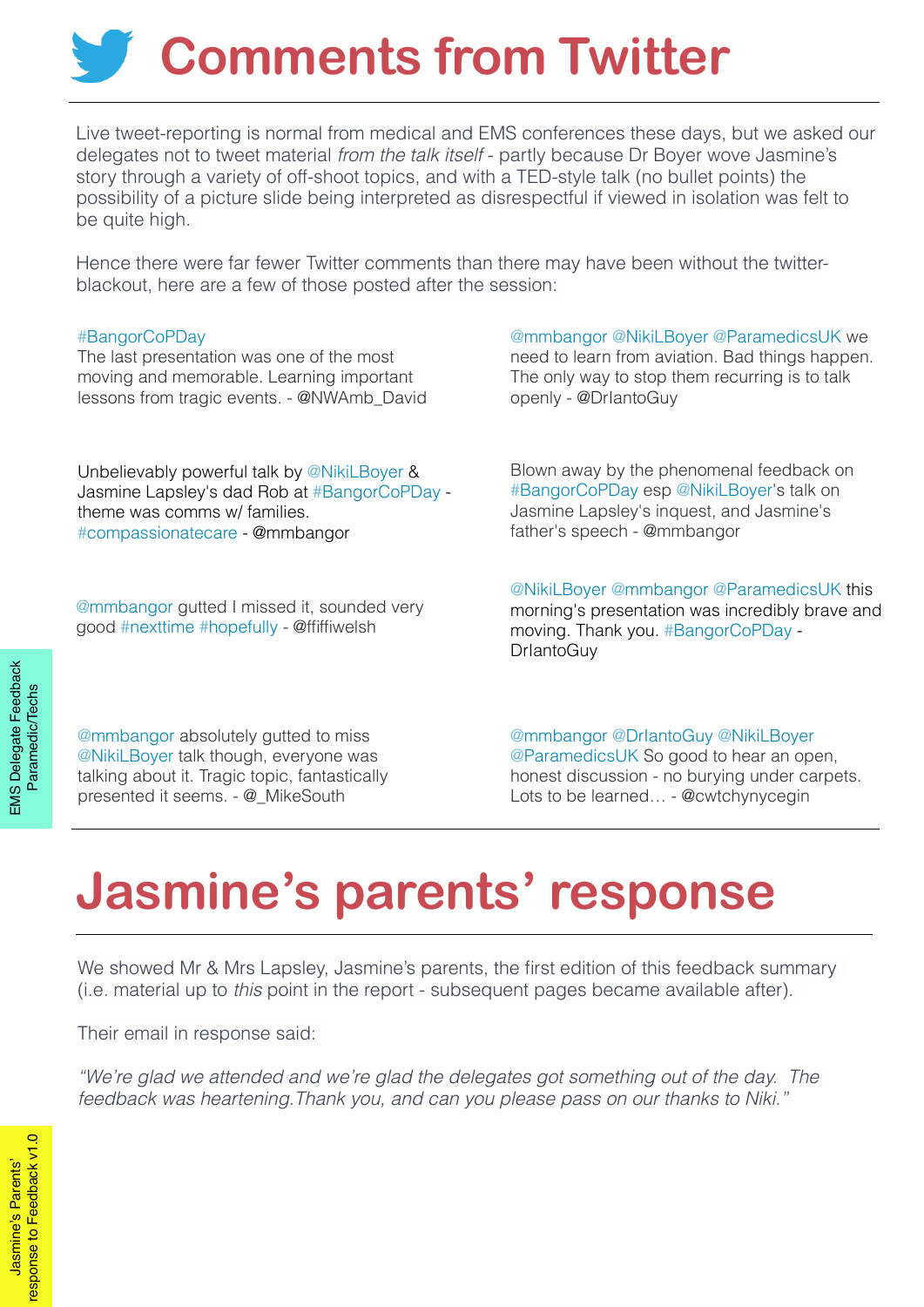# Comments from Twitter

Live tweet-reporting is normal from medical and EMS conferences these days, but we asked our delegates not to tweet material *from the talk itself* - partly because Dr Boyer wove Jasmine's story through a variety of off-shoot topics, and with a TED-style talk (no bullet points) the possibility of a picture slide being interpreted as disrespectful if viewed in isolation was felt to be quite high.

Hence there were far fewer Twitter comments than there may have been without the twitter-blackout, here are a few of those posted after the session:

#BangorCoPDay
The last presentation was one of the most moving and memorable. Learning important lessons from tragic events. - @NWAmb_David

@mmbangor @NikiLBoyer @ParamedicsUK we need to learn from aviation. Bad things happen. The only way to stop them recurring is to talk openly - @DrIantoGuy

Unbelievably powerful talk by @NikiLBoyer & Jasmine Lapsley's dad Rob at #BangorCoPDay - theme was comms w/ families. #compassionatecare - @mmbangor

Blown away by the phenomenal feedback on #BangorCoPDay esp @NikiLBoyer's talk on Jasmine Lapsley's inquest, and Jasmine's father's speech - @mmbangor

@mmbangor gutted I missed it, sounded very good #nexttime #hopefully - @ffiffiwelsh

@NikiLBoyer @mmbangor @ParamedicsUK this morning's presentation was incredibly brave and moving. Thank you. #BangorCoPDay - DrIantoGuy

@mmbangor absolutely gutted to miss @NikiLBoyer talk though, everyone was talking about it. Tragic topic, fantastically presented it seems. - @_MikeSouth

@mmbangor @DrIantoGuy @NikiLBoyer @ParamedicsUK So good to hear an open, honest discussion - no burying under carpets. Lots to be learned… - @cwtchynycegin

EMS Delegate Feedback Paramedic/Techs

# Jasmine's parents' response

We showed Mr & Mrs Lapsley, Jasmine's parents, the first edition of this feedback summary (i.e. material up to *this* point in the report - subsequent pages became available after).

Their email in response said:

*"We're glad we attended and we're glad the delegates got something out of the day. The feedback was heartening.Thank you, and can you please pass on our thanks to Niki."*

Jasmine's Parents' response to Feedback v1.0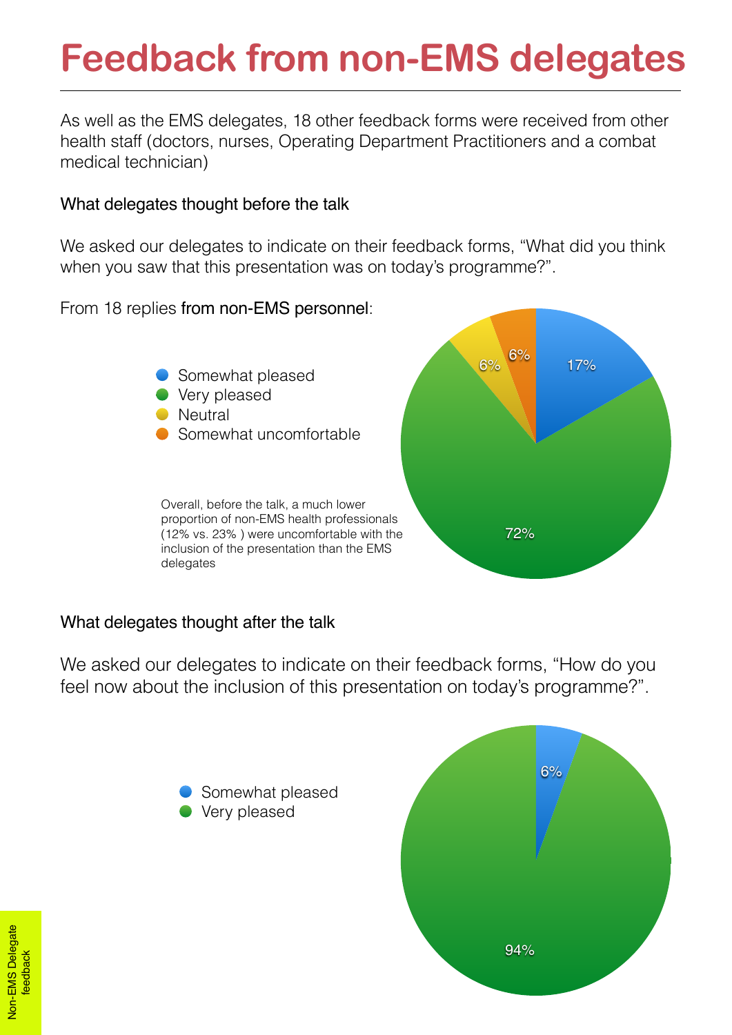# Feedback from non-EMS delegates

As well as the EMS delegates, 18 other feedback forms were received from other health staff (doctors, nurses, Operating Department Practitioners and a combat medical technician)

What delegates thought before the talk

We asked our delegates to indicate on their feedback forms, “What did you think when you saw that this presentation was on today’s programme?”.

From 18 replies from non-EMS personnel:

- Somewhat pleased
- Very pleased
- Neutral
- Somewhat uncomfortable

17%
72%
6%
6%

Overall, before the talk, a much lower proportion of non-EMS health professionals (12% vs. 23% ) were uncomfortable with the inclusion of the presentation than the EMS delegates

What delegates thought after the talk

We asked our delegates to indicate on their feedback forms, “How do you feel now about the inclusion of this presentation on today’s programme?”.

- Somewhat pleased
- Very pleased

6%
94%

Non-EMS Delegate feedback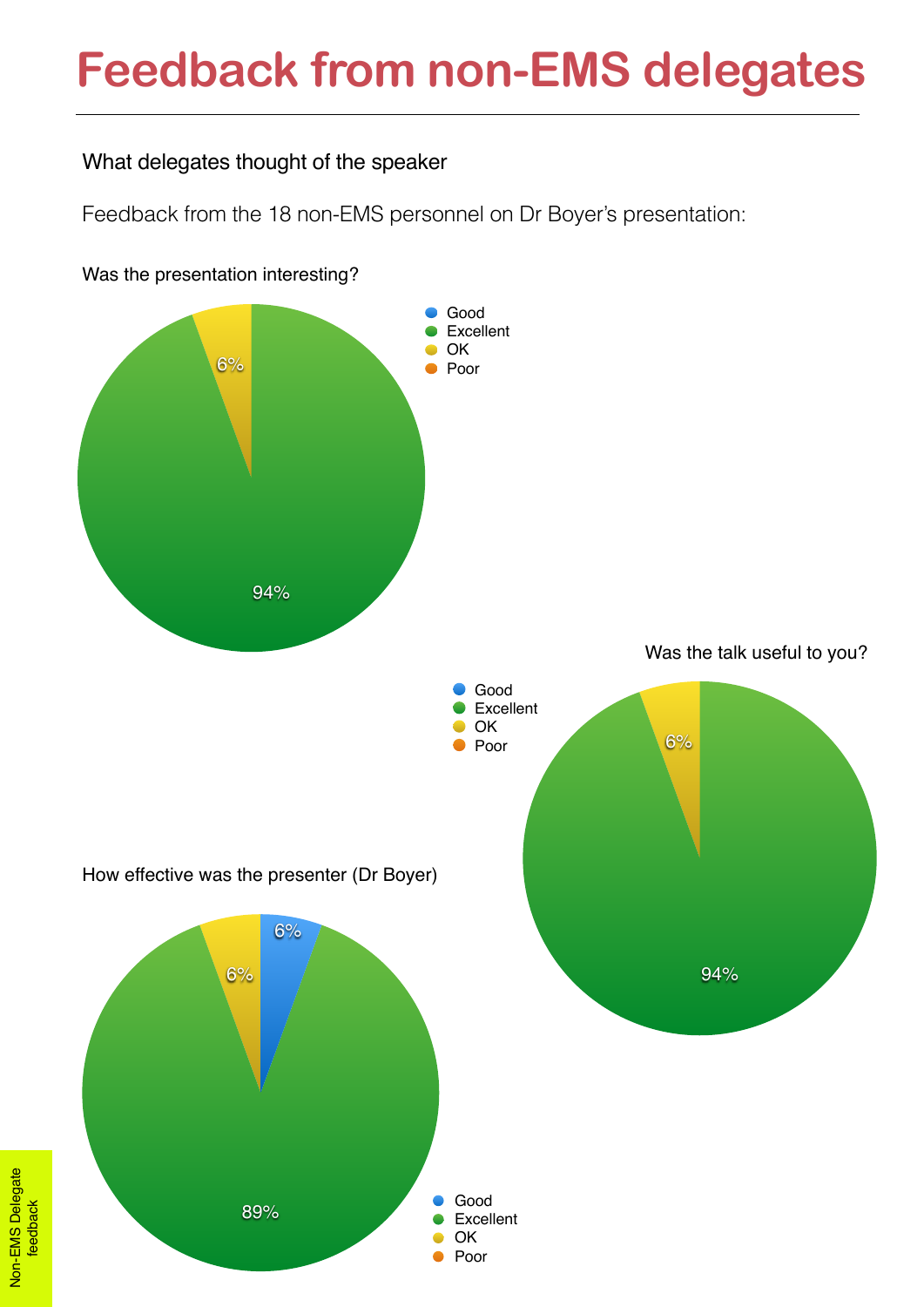# Feedback from non-EMS delegates

What delegates thought of the speaker

Feedback from the 18 non-EMS personnel on Dr Boyer's presentation:

Was the presentation interesting?

- Good
- Excellent
- OK
- Poor

6%

94%

Was the talk useful to you?

- Good
- Excellent
- OK
- Poor

6%

94%

How effective was the presenter (Dr Boyer)

6%

6%

89%

- Good
- Excellent
- OK
- Poor

Non-EMS Delegate feedback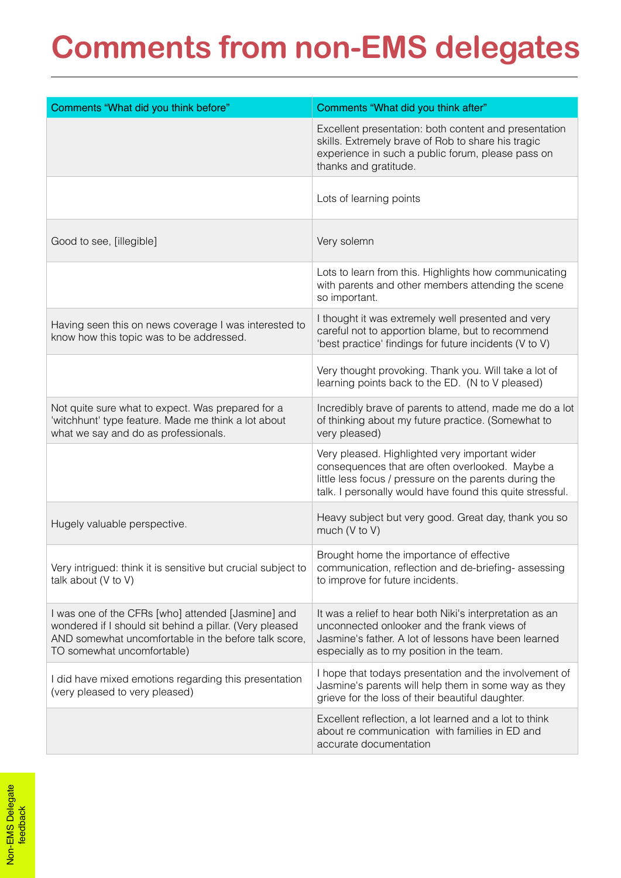# Comments from non-EMS delegates

| Comments "What did you think before" | Comments "What did you think after" |
|---|---|
| | Excellent presentation: both content and presentation skills. Extremely brave of Rob to share his tragic experience in such a public forum, please pass on thanks and gratitude. |
| | Lots of learning points |
| Good to see, [illegible] | Very solemn |
| | Lots to learn from this. Highlights how communicating with parents and other members attending the scene so important. |
| Having seen this on news coverage I was interested to know how this topic was to be addressed. | I thought it was extremely well presented and very careful not to apportion blame, but to recommend 'best practice' findings for future incidents (V to V) |
| | Very thought provoking. Thank you. Will take a lot of learning points back to the ED. (N to V pleased) |
| Not quite sure what to expect. Was prepared for a 'witchhunt' type feature. Made me think a lot about what we say and do as professionals. | Incredibly brave of parents to attend, made me do a lot of thinking about my future practice. (Somewhat to very pleased) |
| | Very pleased. Highlighted very important wider consequences that are often overlooked. Maybe a little less focus / pressure on the parents during the talk. I personally would have found this quite stressful. |
| Hugely valuable perspective. | Heavy subject but very good. Great day, thank you so much (V to V) |
| Very intrigued: think it is sensitive but crucial subject to talk about (V to V) | Brought home the importance of effective communication, reflection and de-briefing- assessing to improve for future incidents. |
| I was one of the CFRs [who] attended [Jasmine] and wondered if I should sit behind a pillar. (Very pleased AND somewhat uncomfortable in the before talk score, TO somewhat uncomfortable) | It was a relief to hear both Niki's interpretation as an unconnected onlooker and the frank views of Jasmine's father. A lot of lessons have been learned especially as to my position in the team. |
| I did have mixed emotions regarding this presentation (very pleased to very pleased) | I hope that todays presentation and the involvement of Jasmine's parents will help them in some way as they grieve for the loss of their beautiful daughter. |
| | Excellent reflection, a lot learned and a lot to think about re communication with families in ED and accurate documentation |

Non-EMS Delegate feedback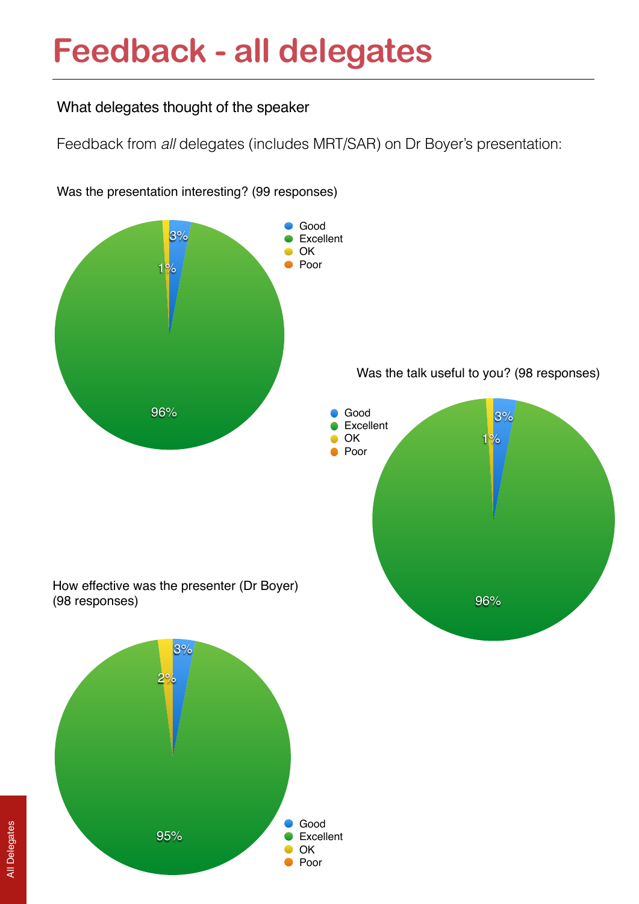# Feedback - all delegates

What delegates thought of the speaker

Feedback from *all* delegates (includes MRT/SAR) on Dr Boyer's presentation:

Was the presentation interesting? (99 responses)

3%
1%
96%

Good
Excellent
OK
Poor

Was the talk useful to you? (98 responses)

Good
Excellent
OK
Poor

3%
1%
96%

How effective was the presenter (Dr Boyer)
(98 responses)

3%
2%
95%

Good
Excellent
OK
Poor